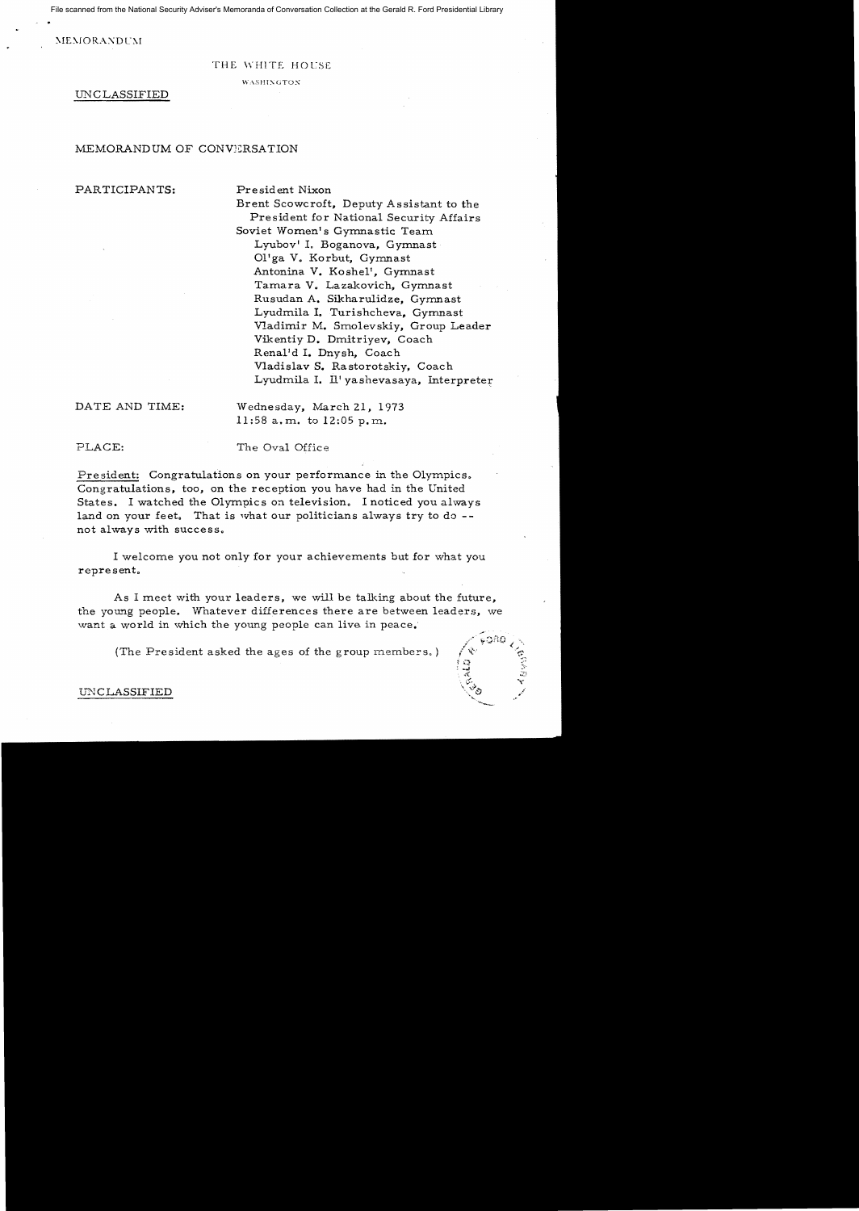File scanned from the National Security Adviser's Memoranda of Conversation Collection at the Gerald R. Ford Presidential Library

MEMORANDUM

THE WHITE HOUSE

WASHINGTON

UNCLASSIFIED

MEMORANDUM OF CONVERSATION

PARTICIPANTS:

President Nixon
Brent Scowcroft, Deputy Assistant to the President for National Security Affairs
Soviet Women's Gymnastic Team
Lyubov' I. Boganova, Gymnast
Ol'ga V. Korbut, Gymnast
Antonina V. Koshel', Gymnast
Tamara V. Lazakovich, Gymnast
Rusudan A. Sikharulidze, Gymnast
Lyudmila I. Turishcheva, Gymnast
Vladimir M. Smolevskiy, Group Leader
Vikentiy D. Dmitriyev, Coach
Renal'd I. Dnysh, Coach
Vladislav S. Rastorotskiy, Coach
Lyudmila I. Il'yashevasaya, Interpreter

DATE AND TIME: Wednesday, March 21, 1973
11:58 a.m. to 12:05 p.m.

PLACE: The Oval Office

President: Congratulations on your performance in the Olympics. Congratulations, too, on the reception you have had in the United States. I watched the Olympics on television. I noticed you always land on your feet. That is what our politicians always try to do -- not always with success.

I welcome you not only for your achievements but for what you represent.

As I meet with your leaders, we will be talking about the future, the young people. Whatever differences there are between leaders, we want a world in which the young people can live in peace.

(The President asked the ages of the group members.)

UNCLASSIFIED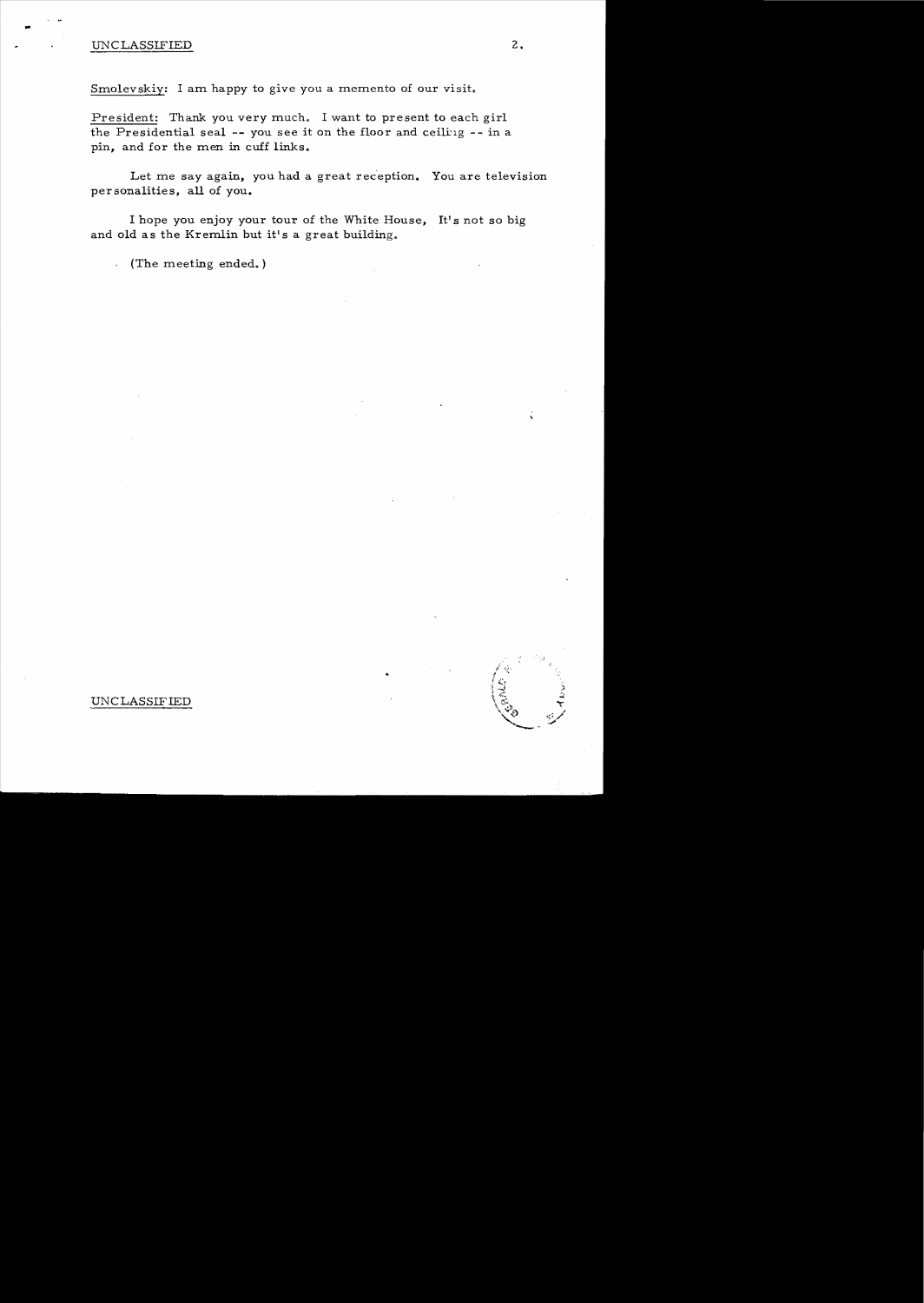Smolevskiy: I am happy to give you a memento of our visit.

President: Thank you very much. I want to present to each girl the Presidential seal -- you see it on the floor and ceiling -- in a pin, and for the men in cuff links.

Let me say again, you had a great reception. You are television personalities, all of you.

I hope you enjoy your tour of the White House. It's not so big and old as the Kremlin but it's a great building.

(The meeting ended.)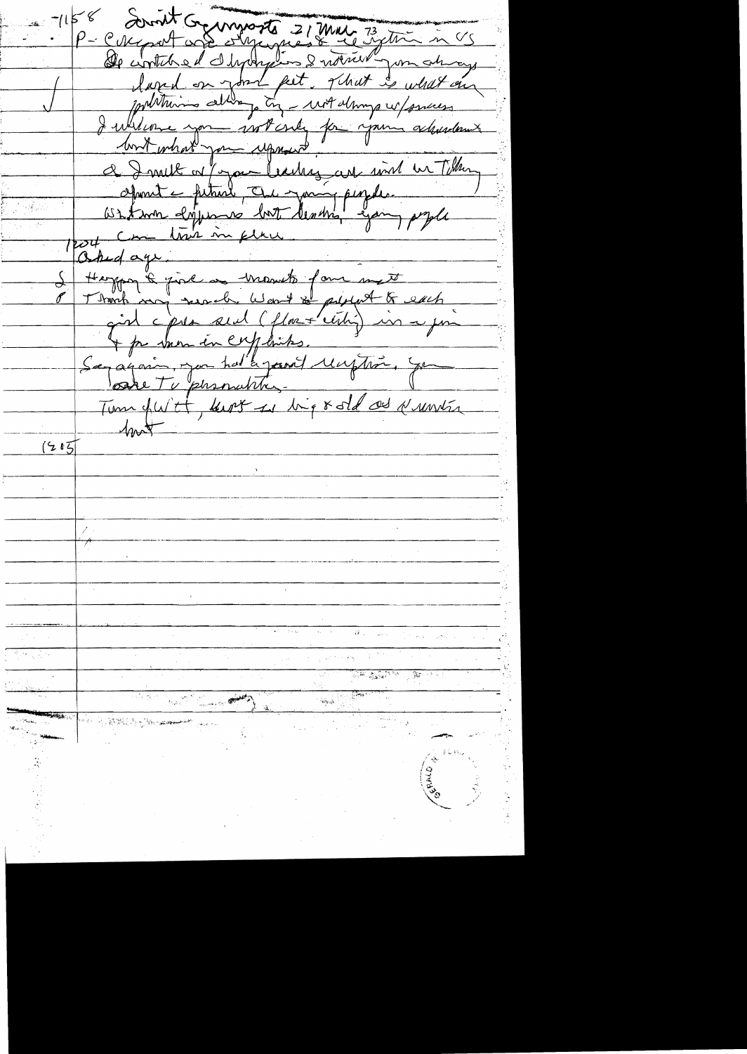-1158 Soviet Gymnasts 21 Mar 73

P - Corbet ~~and~~ Olympics & exhibition in US

We watched Olympics & noticed you always

landed on your feet. That is what our

politicians always try - not always w/success

I welcome you not only for your achievement

but what you represent

& I meet w/you leaders are most in talking

about a future, the young people

With some differences but dealing, young people

1204 Can live in peace.

Asked age.

Happy & give a moments favor in it

Thank very much. Want to present to each

girl a pres seal (flag & eagle) in a pin

& for the men in cufflinks.

Say again, you had a great reception. You

are TV personalities.

Turn of Wtt, knot so big & old as I wonder

but

1205